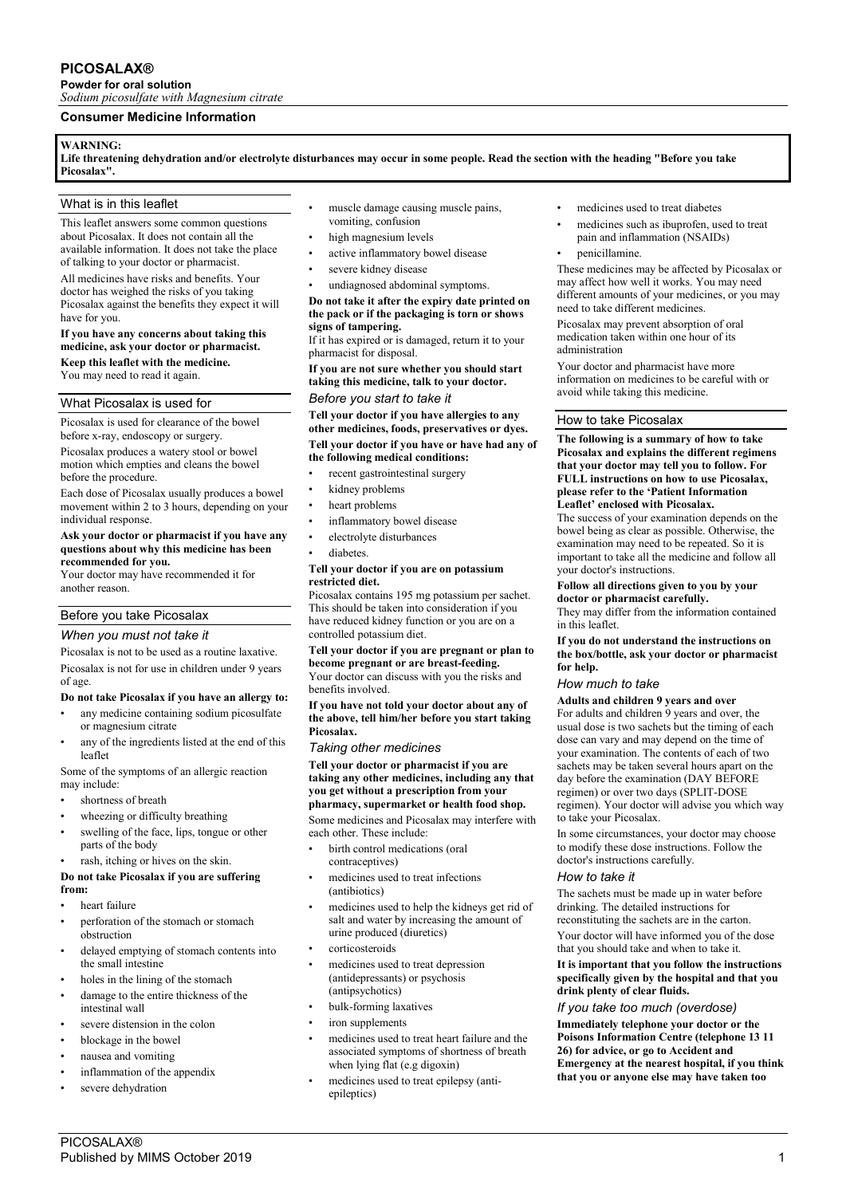# PICOSALAX®

**Powder for oral solution**

*Sodium picosulfate with Magnesium citrate*

## Consumer Medicine Information

**WARNING:**
**Life threatening dehydration and/or electrolyte disturbances may occur in some people. Read the section with the heading "Before you take Picosalax".**

## What is in this leaflet

This leaflet answers some common questions about Picosalax. It does not contain all the available information. It does not take the place of talking to your doctor or pharmacist.

All medicines have risks and benefits. Your doctor has weighed the risks of you taking Picosalax against the benefits they expect it will have for you.

**If you have any concerns about taking this medicine, ask your doctor or pharmacist.**

**Keep this leaflet with the medicine.**
You may need to read it again.

## What Picosalax is used for

Picosalax is used for clearance of the bowel before x-ray, endoscopy or surgery.

Picosalax produces a watery stool or bowel motion which empties and cleans the bowel before the procedure.

Each dose of Picosalax usually produces a bowel movement within 2 to 3 hours, depending on your individual response.

**Ask your doctor or pharmacist if you have any questions about why this medicine has been recommended for you.**
Your doctor may have recommended it for another reason.

## Before you take Picosalax

### *When you must not take it*

Picosalax is not to be used as a routine laxative.

Picosalax is not for use in children under 9 years of age.

**Do not take Picosalax if you have an allergy to:**

- any medicine containing sodium picosulfate or magnesium citrate
- any of the ingredients listed at the end of this leaflet

Some of the symptoms of an allergic reaction may include:

- shortness of breath
- wheezing or difficulty breathing
- swelling of the face, lips, tongue or other parts of the body
- rash, itching or hives on the skin.

**Do not take Picosalax if you are suffering from:**

- heart failure
- perforation of the stomach or stomach obstruction
- delayed emptying of stomach contents into the small intestine
- holes in the lining of the stomach
- damage to the entire thickness of the intestinal wall
- severe distension in the colon
- blockage in the bowel
- nausea and vomiting
- inflammation of the appendix
- severe dehydration
- muscle damage causing muscle pains, vomiting, confusion
- high magnesium levels
- active inflammatory bowel disease
- severe kidney disease
- undiagnosed abdominal symptoms.

**Do not take it after the expiry date printed on the pack or if the packaging is torn or shows signs of tampering.**
If it has expired or is damaged, return it to your pharmacist for disposal.

**If you are not sure whether you should start taking this medicine, talk to your doctor.**

### *Before you start to take it*

**Tell your doctor if you have allergies to any other medicines, foods, preservatives or dyes.**

**Tell your doctor if you have or have had any of the following medical conditions:**

- recent gastrointestinal surgery
- kidney problems
- heart problems
- inflammatory bowel disease
- electrolyte disturbances
- diabetes.

**Tell your doctor if you are on potassium restricted diet.**
Picosalax contains 195 mg potassium per sachet. This should be taken into consideration if you have reduced kidney function or you are on a controlled potassium diet.

**Tell your doctor if you are pregnant or plan to become pregnant or are breast-feeding.**
Your doctor can discuss with you the risks and benefits involved.

**If you have not told your doctor about any of the above, tell him/her before you start taking Picosalax.**

### *Taking other medicines*

**Tell your doctor or pharmacist if you are taking any other medicines, including any that you get without a prescription from your pharmacy, supermarket or health food shop.**

Some medicines and Picosalax may interfere with each other. These include:

- birth control medications (oral contraceptives)
- medicines used to treat infections (antibiotics)
- medicines used to help the kidneys get rid of salt and water by increasing the amount of urine produced (diuretics)
- corticosteroids
- medicines used to treat depression (antidepressants) or psychosis (antipsychotics)
- bulk-forming laxatives
- iron supplements
- medicines used to treat heart failure and the associated symptoms of shortness of breath when lying flat (e.g digoxin)
- medicines used to treat epilepsy (anti-epileptics)
- medicines used to treat diabetes
- medicines such as ibuprofen, used to treat pain and inflammation (NSAIDs)
- penicillamine.

These medicines may be affected by Picosalax or may affect how well it works. You may need different amounts of your medicines, or you may need to take different medicines.

Picosalax may prevent absorption of oral medication taken within one hour of its administration

Your doctor and pharmacist have more information on medicines to be careful with or avoid while taking this medicine.

## How to take Picosalax

**The following is a summary of how to take Picosalax and explains the different regimens that your doctor may tell you to follow. For FULL instructions on how to use Picosalax, please refer to the 'Patient Information Leaflet' enclosed with Picosalax.**

The success of your examination depends on the bowel being as clear as possible. Otherwise, the examination may need to be repeated. So it is important to take all the medicine and follow all your doctor's instructions.

**Follow all directions given to you by your doctor or pharmacist carefully.**
They may differ from the information contained in this leaflet.

**If you do not understand the instructions on the box/bottle, ask your doctor or pharmacist for help.**

### *How much to take*

**Adults and children 9 years and over**
For adults and children 9 years and over, the usual dose is two sachets but the timing of each dose can vary and may depend on the time of your examination. The contents of each of two sachets may be taken several hours apart on the day before the examination (DAY BEFORE regimen) or over two days (SPLIT-DOSE regimen). Your doctor will advise you which way to take your Picosalax.

In some circumstances, your doctor may choose to modify these dose instructions. Follow the doctor's instructions carefully.

### *How to take it*

The sachets must be made up in water before drinking. The detailed instructions for reconstituting the sachets are in the carton.

Your doctor will have informed you of the dose that you should take and when to take it.

**It is important that you follow the instructions specifically given by the hospital and that you drink plenty of clear fluids.**

### *If you take too much (overdose)*

**Immediately telephone your doctor or the Poisons Information Centre (telephone 13 11 26) for advice, or go to Accident and Emergency at the nearest hospital, if you think that you or anyone else may have taken too**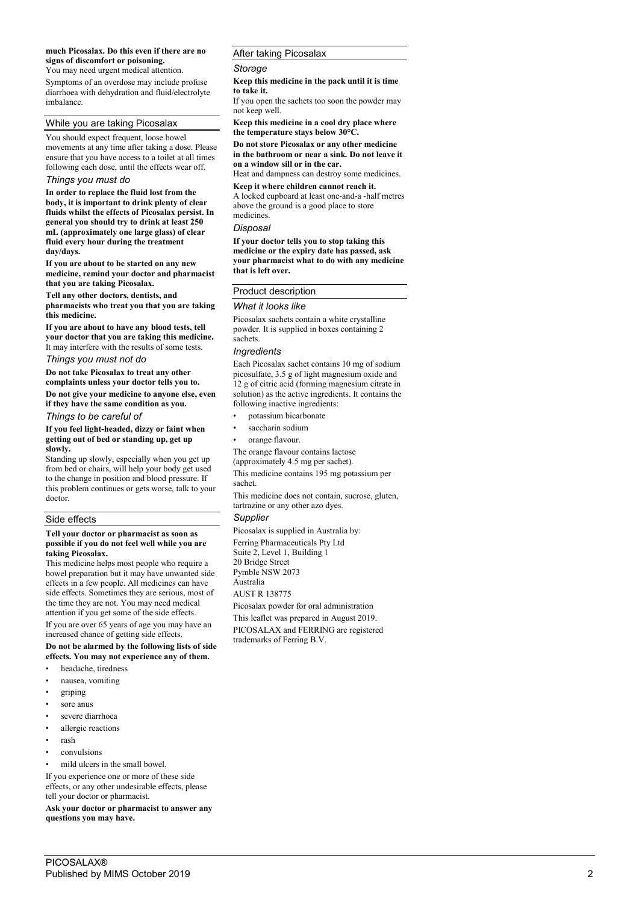**much Picosalax. Do this even if there are no signs of discomfort or poisoning.**

You may need urgent medical attention.

Symptoms of an overdose may include profuse diarrhoea with dehydration and fluid/electrolyte imbalance.

## While you are taking Picosalax

You should expect frequent, loose bowel movements at any time after taking a dose. Please ensure that you have access to a toilet at all times following each dose, until the effects wear off.

### *Things you must do*

**In order to replace the fluid lost from the body, it is important to drink plenty of clear fluids whilst the effects of Picosalax persist. In general you should try to drink at least 250 mL (approximately one large glass) of clear fluid every hour during the treatment day/days.**

**If you are about to be started on any new medicine, remind your doctor and pharmacist that you are taking Picosalax.**

**Tell any other doctors, dentists, and pharmacists who treat you that you are taking this medicine.**

**If you are about to have any blood tests, tell your doctor that you are taking this medicine.** It may interfere with the results of some tests.

### *Things you must not do*

**Do not take Picosalax to treat any other complaints unless your doctor tells you to.**

**Do not give your medicine to anyone else, even if they have the same condition as you.**

### *Things to be careful of*

**If you feel light-headed, dizzy or faint when getting out of bed or standing up, get up slowly.**

Standing up slowly, especially when you get up from bed or chairs, will help your body get used to the change in position and blood pressure. If this problem continues or gets worse, talk to your doctor.

## Side effects

**Tell your doctor or pharmacist as soon as possible if you do not feel well while you are taking Picosalax.**

This medicine helps most people who require a bowel preparation but it may have unwanted side effects in a few people. All medicines can have side effects. Sometimes they are serious, most of the time they are not. You may need medical attention if you get some of the side effects.

If you are over 65 years of age you may have an increased chance of getting side effects.

**Do not be alarmed by the following lists of side effects. You may not experience any of them.**

- headache, tiredness
- nausea, vomiting
- griping
- sore anus
- severe diarrhoea
- allergic reactions
- rash
- convulsions
- mild ulcers in the small bowel.

If you experience one or more of these side effects, or any other undesirable effects, please tell your doctor or pharmacist.

**Ask your doctor or pharmacist to answer any questions you may have.**

## After taking Picosalax

### *Storage*

**Keep this medicine in the pack until it is time to take it.**

If you open the sachets too soon the powder may not keep well.

**Keep this medicine in a cool dry place where the temperature stays below 30°C.**

**Do not store Picosalax or any other medicine in the bathroom or near a sink. Do not leave it on a window sill or in the car.**

Heat and dampness can destroy some medicines.

**Keep it where children cannot reach it.**

A locked cupboard at least one-and-a -half metres above the ground is a good place to store medicines.

### *Disposal*

**If your doctor tells you to stop taking this medicine or the expiry date has passed, ask your pharmacist what to do with any medicine that is left over.**

## Product description

### *What it looks like*

Picosalax sachets contain a white crystalline powder. It is supplied in boxes containing 2 sachets.

### *Ingredients*

Each Picosalax sachet contains 10 mg of sodium picosulfate, 3.5 g of light magnesium oxide and 12 g of citric acid (forming magnesium citrate in solution) as the active ingredients. It contains the following inactive ingredients:

- potassium bicarbonate
- saccharin sodium
- orange flavour.

The orange flavour contains lactose (approximately 4.5 mg per sachet).

This medicine contains 195 mg potassium per sachet.

This medicine does not contain, sucrose, gluten, tartrazine or any other azo dyes.

### *Supplier*

Picosalax is supplied in Australia by:

Ferring Pharmaceuticals Pty Ltd
Suite 2, Level 1, Building 1
20 Bridge Street
Pymble NSW 2073
Australia

AUST R 138775

Picosalax powder for oral administration

This leaflet was prepared in August 2019.

PICOSALAX and FERRING are registered trademarks of Ferring B.V.